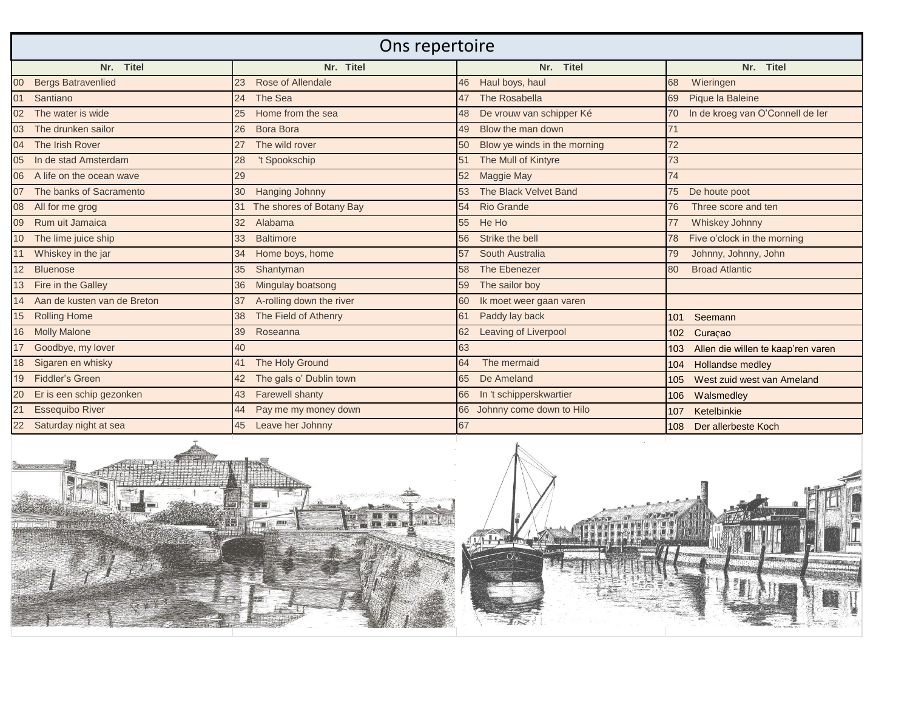# Ons repertoire

| Nr. Titel | Nr. Titel | Nr. Titel | Nr. Titel |
|---|---|---|---|
| 00 Bergs Batravenlied | 23 Rose of Allendale | 46 Haul boys, haul | 68 Wieringen |
| 01 Santiano | 24 The Sea | 47 The Rosabella | 69 Pique la Baleine |
| 02 The water is wide | 25 Home from the sea | 48 De vrouw van schipper Ké | 70 In de kroeg van O'Connell de Ier |
| 03 The drunken sailor | 26 Bora Bora | 49 Blow the man down | 71 |
| 04 The Irish Rover | 27 The wild rover | 50 Blow ye winds in the morning | 72 |
| 05 In de stad Amsterdam | 28 't Spookschip | 51 The Mull of Kintyre | 73 |
| 06 A life on the ocean wave | 29 | 52 Maggie May | 74 |
| 07 The banks of Sacramento | 30 Hanging Johnny | 53 The Black Velvet Band | 75 De houte poot |
| 08 All for me grog | 31 The shores of Botany Bay | 54 Rio Grande | 76 Three score and ten |
| 09 Rum uit Jamaica | 32 Alabama | 55 He Ho | 77 Whiskey Johnny |
| 10 The lime juice ship | 33 Baltimore | 56 Strike the bell | 78 Five o'clock in the morning |
| 11 Whiskey in the jar | 34 Home boys, home | 57 South Australia | 79 Johnny, Johnny, John |
| 12 Bluenose | 35 Shantyman | 58 The Ebenezer | 80 Broad Atlantic |
| 13 Fire in the Galley | 36 Mingulay boatsong | 59 The sailor boy | |
| 14 Aan de kusten van de Breton | 37 A-rolling down the river | 60 Ik moet weer gaan varen | |
| 15 Rolling Home | 38 The Field of Athenry | 61 Paddy lay back | 101 Seemann |
| 16 Molly Malone | 39 Roseanna | 62 Leaving of Liverpool | 102 Curaçao |
| 17 Goodbye, my lover | 40 | 63 | 103 Allen die willen te kaap'ren varen |
| 18 Sigaren en whisky | 41 The Holy Ground | 64 The mermaid | 104 Hollandse medley |
| 19 Fiddler's Green | 42 The gals o' Dublin town | 65 De Ameland | 105 West zuid west van Ameland |
| 20 Er is een schip gezonken | 43 Farewell shanty | 66 In 't schipperskwartier | 106 Walsmedley |
| 21 Essequibo River | 44 Pay me my money down | 66 Johnny come down to Hilo | 107 Ketelbinkie |
| 22 Saturday night at sea | 45 Leave her Johnny | 67 | 108 Der allerbeste Koch |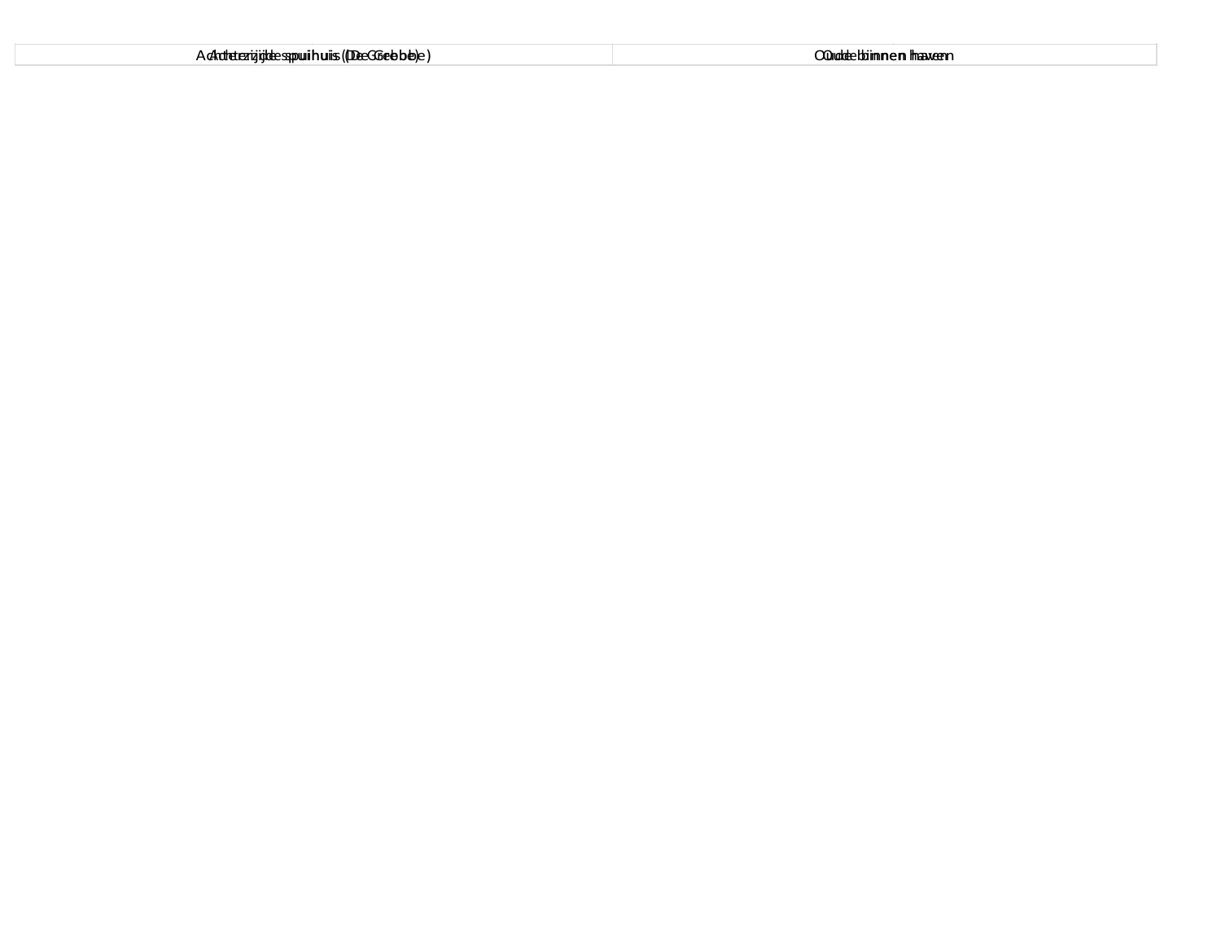| Achterzijde spuihuis (De Grebbe) | Oude binnen haven |
| --- | --- |